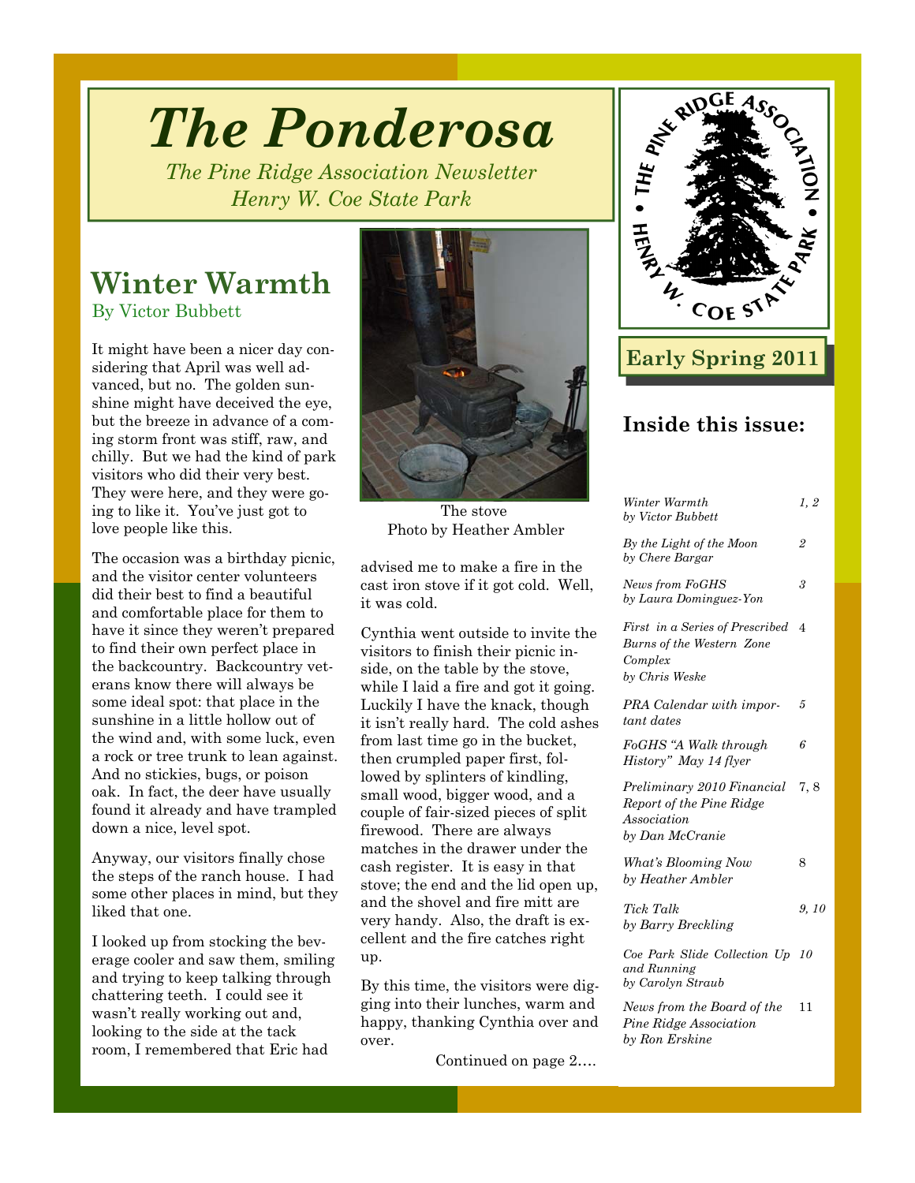# The Ponderosa

*The Pine Ridge Association Newsletter*
*Henry W. Coe State Park*

**Early Spring 2011**

## Winter Warmth

By Victor Bubbett

It might have been a nicer day considering that April was well advanced, but no. The golden sunshine might have deceived the eye, but the breeze in advance of a coming storm front was stiff, raw, and chilly. But we had the kind of park visitors who did their very best. They were here, and they were going to like it. You've just got to love people like this.

The occasion was a birthday picnic, and the visitor center volunteers did their best to find a beautiful and comfortable place for them to have it since they weren't prepared to find their own perfect place in the backcountry. Backcountry veterans know there will always be some ideal spot: that place in the sunshine in a little hollow out of the wind and, with some luck, even a rock or tree trunk to lean against. And no stickies, bugs, or poison oak. In fact, the deer have usually found it already and have trampled down a nice, level spot.

Anyway, our visitors finally chose the steps of the ranch house. I had some other places in mind, but they liked that one.

I looked up from stocking the beverage cooler and saw them, smiling and trying to keep talking through chattering teeth. I could see it wasn't really working out and, looking to the side at the tack room, I remembered that Eric had advised me to make a fire in the cast iron stove if it got cold. Well, it was cold.

The stove
Photo by Heather Ambler

Cynthia went outside to invite the visitors to finish their picnic inside, on the table by the stove, while I laid a fire and got it going. Luckily I have the knack, though it isn't really hard. The cold ashes from last time go in the bucket, then crumpled paper first, followed by splinters of kindling, small wood, bigger wood, and a couple of fair-sized pieces of split firewood. There are always matches in the drawer under the cash register. It is easy in that stove; the end and the lid open up, and the shovel and fire mitt are very handy. Also, the draft is excellent and the fire catches right up.

By this time, the visitors were digging into their lunches, warm and happy, thanking Cynthia over and over.

Continued on page 2….

## Inside this issue:

| | |
|---|---|
| *Winter Warmth by Victor Bubbett* | 1, 2 |
| *By the Light of the Moon by Chere Bargar* | 2 |
| *News from FoGHS by Laura Dominguez-Yon* | 3 |
| *First in a Series of Prescribed Burns of the Western Zone Complex by Chris Weske* | 4 |
| *PRA Calendar with important dates* | 5 |
| *FoGHS "A Walk through History" May 14 flyer* | 6 |
| *Preliminary 2010 Financial Report of the Pine Ridge Association by Dan McCranie* | 7, 8 |
| *What's Blooming Now by Heather Ambler* | 8 |
| *Tick Talk by Barry Breckling* | 9, 10 |
| *Coe Park Slide Collection Up and Running by Carolyn Straub* | 10 |
| *News from the Board of the Pine Ridge Association by Ron Erskine* | 11 |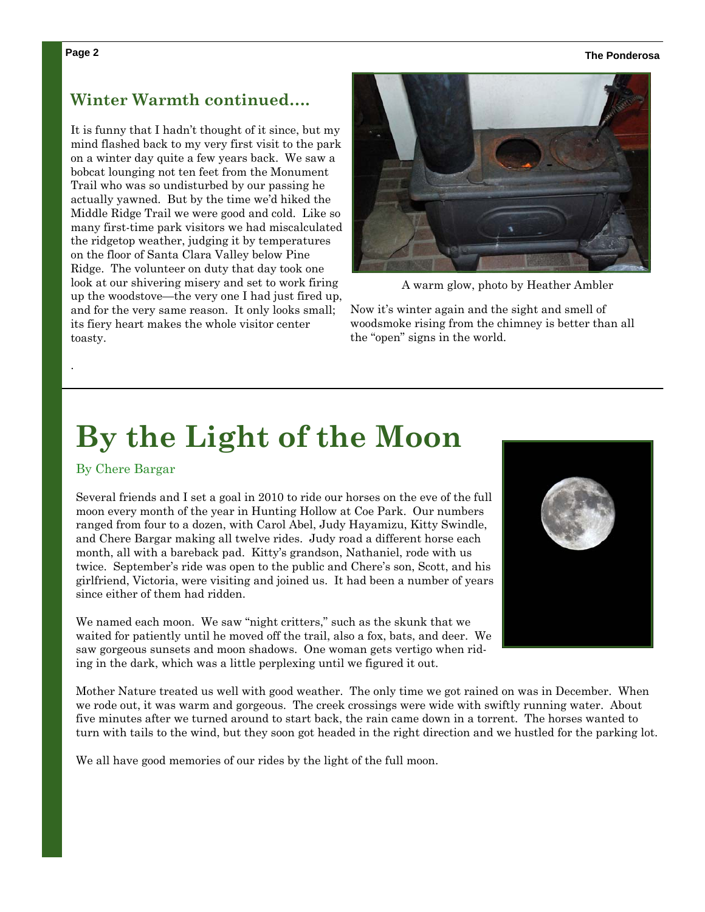## Winter Warmth continued….

It is funny that I hadn't thought of it since, but my mind flashed back to my very first visit to the park on a winter day quite a few years back. We saw a bobcat lounging not ten feet from the Monument Trail who was so undisturbed by our passing he actually yawned. But by the time we'd hiked the Middle Ridge Trail we were good and cold. Like so many first-time park visitors we had miscalculated the ridgetop weather, judging it by temperatures on the floor of Santa Clara Valley below Pine Ridge. The volunteer on duty that day took one look at our shivering misery and set to work firing up the woodstove—the very one I had just fired up, and for the very same reason. It only looks small; its fiery heart makes the whole visitor center toasty.

A warm glow, photo by Heather Ambler

Now it's winter again and the sight and smell of woodsmoke rising from the chimney is better than all the "open" signs in the world.

.

# By the Light of the Moon

By Chere Bargar

Several friends and I set a goal in 2010 to ride our horses on the eve of the full moon every month of the year in Hunting Hollow at Coe Park. Our numbers ranged from four to a dozen, with Carol Abel, Judy Hayamizu, Kitty Swindle, and Chere Bargar making all twelve rides. Judy road a different horse each month, all with a bareback pad. Kitty's grandson, Nathaniel, rode with us twice. September's ride was open to the public and Chere's son, Scott, and his girlfriend, Victoria, were visiting and joined us. It had been a number of years since either of them had ridden.

We named each moon. We saw "night critters," such as the skunk that we waited for patiently until he moved off the trail, also a fox, bats, and deer. We saw gorgeous sunsets and moon shadows. One woman gets vertigo when riding in the dark, which was a little perplexing until we figured it out.

Mother Nature treated us well with good weather. The only time we got rained on was in December. When we rode out, it was warm and gorgeous. The creek crossings were wide with swiftly running water. About five minutes after we turned around to start back, the rain came down in a torrent. The horses wanted to turn with tails to the wind, but they soon got headed in the right direction and we hustled for the parking lot.

We all have good memories of our rides by the light of the full moon.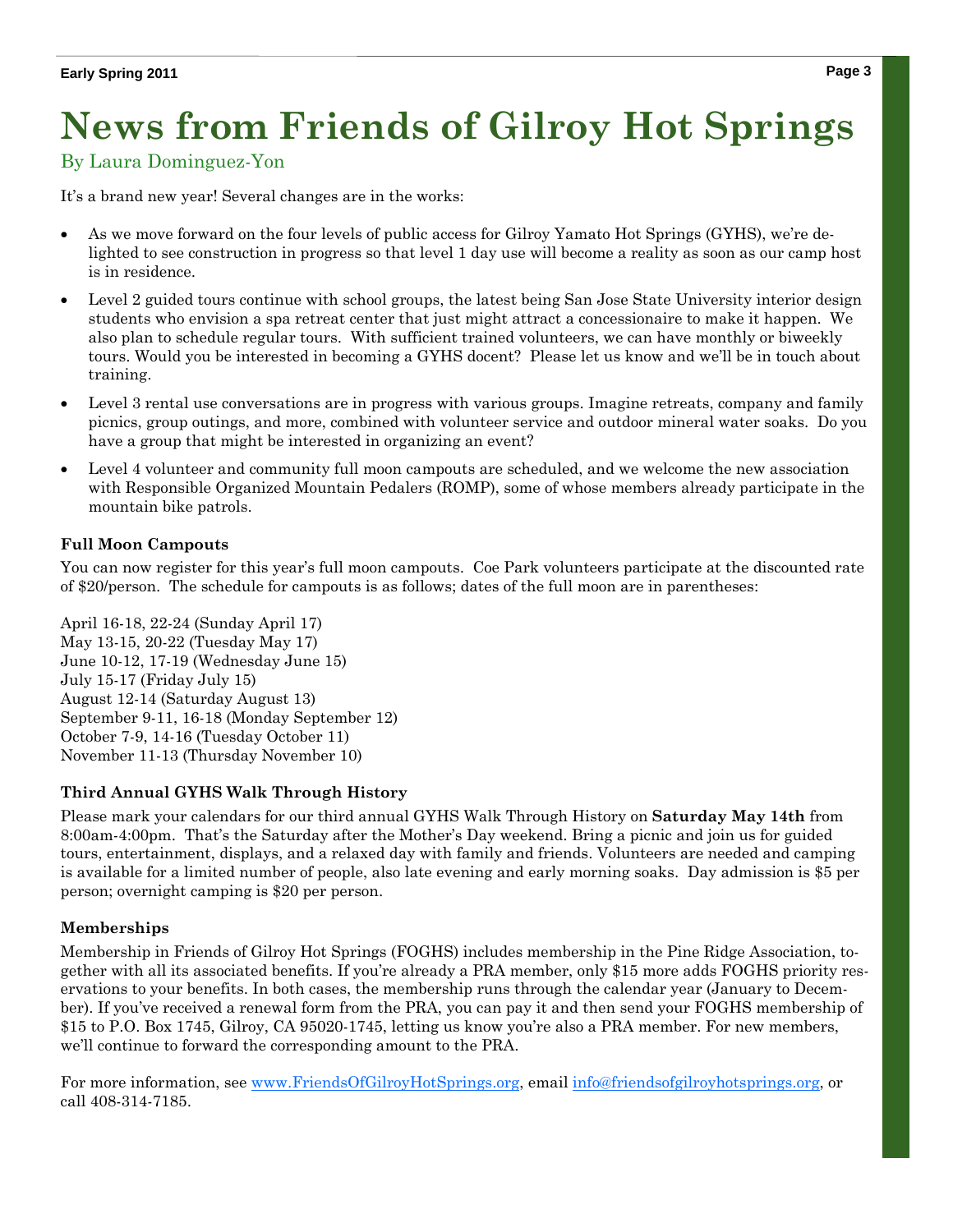# News from Friends of Gilroy Hot Springs

By Laura Dominguez-Yon

It's a brand new year! Several changes are in the works:

- As we move forward on the four levels of public access for Gilroy Yamato Hot Springs (GYHS), we're delighted to see construction in progress so that level 1 day use will become a reality as soon as our camp host is in residence.
- Level 2 guided tours continue with school groups, the latest being San Jose State University interior design students who envision a spa retreat center that just might attract a concessionaire to make it happen. We also plan to schedule regular tours. With sufficient trained volunteers, we can have monthly or biweekly tours. Would you be interested in becoming a GYHS docent? Please let us know and we'll be in touch about training.
- Level 3 rental use conversations are in progress with various groups. Imagine retreats, company and family picnics, group outings, and more, combined with volunteer service and outdoor mineral water soaks. Do you have a group that might be interested in organizing an event?
- Level 4 volunteer and community full moon campouts are scheduled, and we welcome the new association with Responsible Organized Mountain Pedalers (ROMP), some of whose members already participate in the mountain bike patrols.

**Full Moon Campouts**

You can now register for this year's full moon campouts. Coe Park volunteers participate at the discounted rate of $20/person. The schedule for campouts is as follows; dates of the full moon are in parentheses:

April 16-18, 22-24 (Sunday April 17)
May 13-15, 20-22 (Tuesday May 17)
June 10-12, 17-19 (Wednesday June 15)
July 15-17 (Friday July 15)
August 12-14 (Saturday August 13)
September 9-11, 16-18 (Monday September 12)
October 7-9, 14-16 (Tuesday October 11)
November 11-13 (Thursday November 10)

**Third Annual GYHS Walk Through History**

Please mark your calendars for our third annual GYHS Walk Through History on **Saturday May 14th** from 8:00am-4:00pm. That's the Saturday after the Mother's Day weekend. Bring a picnic and join us for guided tours, entertainment, displays, and a relaxed day with family and friends. Volunteers are needed and camping is available for a limited number of people, also late evening and early morning soaks. Day admission is $5 per person; overnight camping is $20 per person.

**Memberships**

Membership in Friends of Gilroy Hot Springs (FOGHS) includes membership in the Pine Ridge Association, together with all its associated benefits. If you're already a PRA member, only $15 more adds FOGHS priority reservations to your benefits. In both cases, the membership runs through the calendar year (January to December). If you've received a renewal form from the PRA, you can pay it and then send your FOGHS membership of $15 to P.O. Box 1745, Gilroy, CA 95020-1745, letting us know you're also a PRA member. For new members, we'll continue to forward the corresponding amount to the PRA.

For more information, see www.FriendsOfGilroyHotSprings.org, email info@friendsofgilroyhotsprings.org, or call 408-314-7185.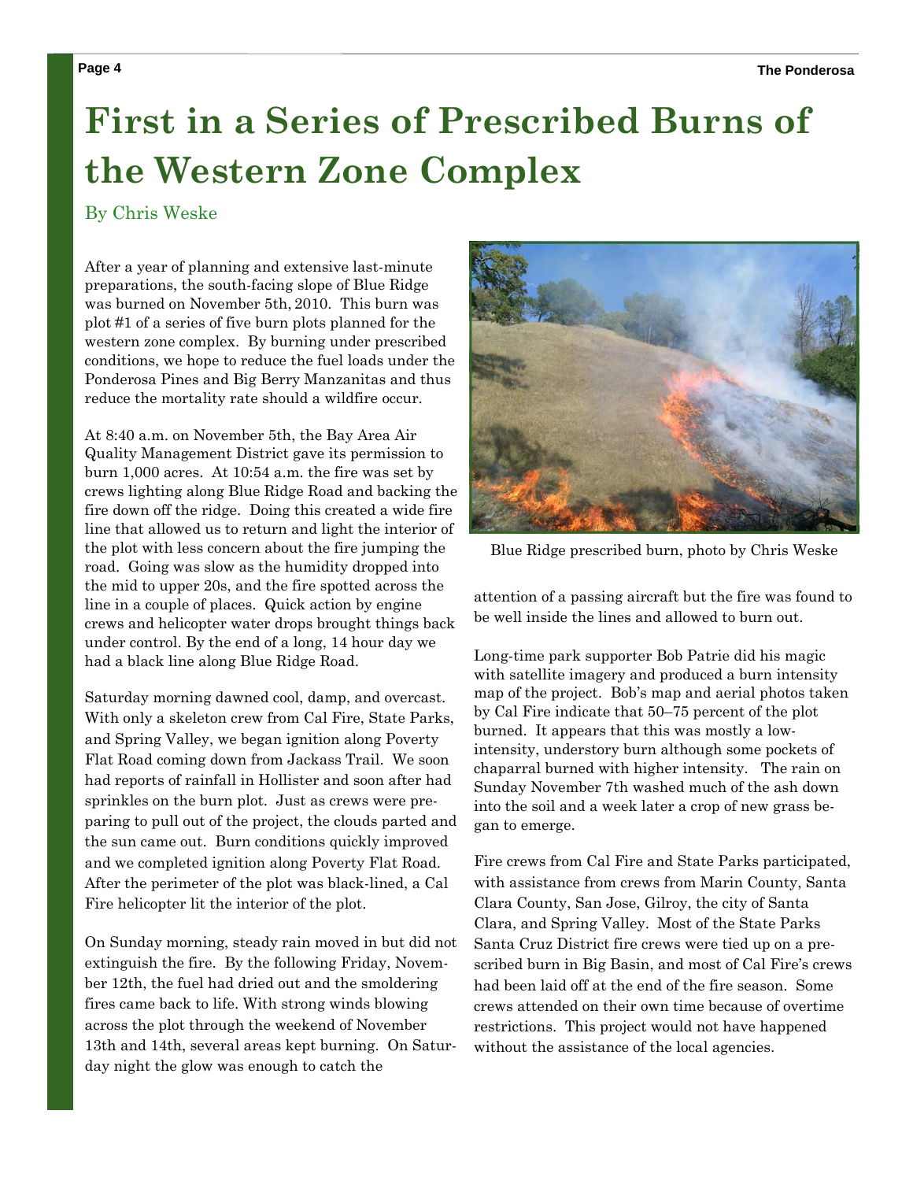// The photo caption is kept as text; no image reference was added because no images were detected.
# First in a Series of Prescribed Burns of the Western Zone Complex

By Chris Weske

After a year of planning and extensive last-minute preparations, the south-facing slope of Blue Ridge was burned on November 5th, 2010. This burn was plot #1 of a series of five burn plots planned for the western zone complex. By burning under prescribed conditions, we hope to reduce the fuel loads under the Ponderosa Pines and Big Berry Manzanitas and thus reduce the mortality rate should a wildfire occur.

At 8:40 a.m. on November 5th, the Bay Area Air Quality Management District gave its permission to burn 1,000 acres. At 10:54 a.m. the fire was set by crews lighting along Blue Ridge Road and backing the fire down off the ridge. Doing this created a wide fire line that allowed us to return and light the interior of the plot with less concern about the fire jumping the road. Going was slow as the humidity dropped into the mid to upper 20s, and the fire spotted across the line in a couple of places. Quick action by engine crews and helicopter water drops brought things back under control. By the end of a long, 14 hour day we had a black line along Blue Ridge Road.

Saturday morning dawned cool, damp, and overcast. With only a skeleton crew from Cal Fire, State Parks, and Spring Valley, we began ignition along Poverty Flat Road coming down from Jackass Trail. We soon had reports of rainfall in Hollister and soon after had sprinkles on the burn plot. Just as crews were preparing to pull out of the project, the clouds parted and the sun came out. Burn conditions quickly improved and we completed ignition along Poverty Flat Road. After the perimeter of the plot was black-lined, a Cal Fire helicopter lit the interior of the plot.

On Sunday morning, steady rain moved in but did not extinguish the fire. By the following Friday, November 12th, the fuel had dried out and the smoldering fires came back to life. With strong winds blowing across the plot through the weekend of November 13th and 14th, several areas kept burning. On Saturday night the glow was enough to catch the attention of a passing aircraft but the fire was found to be well inside the lines and allowed to burn out.

Blue Ridge prescribed burn, photo by Chris Weske

Long-time park supporter Bob Patrie did his magic with satellite imagery and produced a burn intensity map of the project. Bob's map and aerial photos taken by Cal Fire indicate that 50–75 percent of the plot burned. It appears that this was mostly a low-intensity, understory burn although some pockets of chaparral burned with higher intensity. The rain on Sunday November 7th washed much of the ash down into the soil and a week later a crop of new grass began to emerge.

Fire crews from Cal Fire and State Parks participated, with assistance from crews from Marin County, Santa Clara County, San Jose, Gilroy, the city of Santa Clara, and Spring Valley. Most of the State Parks Santa Cruz District fire crews were tied up on a prescribed burn in Big Basin, and most of Cal Fire's crews had been laid off at the end of the fire season. Some crews attended on their own time because of overtime restrictions. This project would not have happened without the assistance of the local agencies.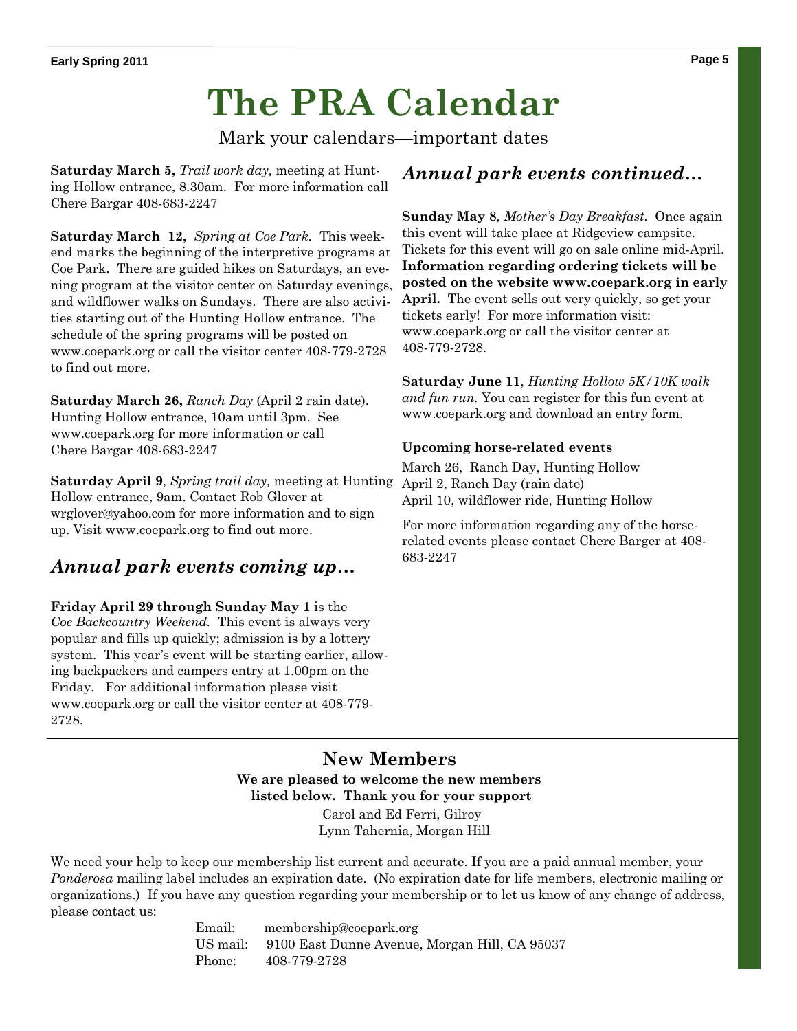# The PRA Calendar

Mark your calendars—important dates

**Saturday March 5,** *Trail work day,* meeting at Hunting Hollow entrance, 8.30am. For more information call Chere Bargar 408-683-2247

**Saturday March 12,** *Spring at Coe Park.* This weekend marks the beginning of the interpretive programs at Coe Park. There are guided hikes on Saturdays, an evening program at the visitor center on Saturday evenings, and wildflower walks on Sundays. There are also activities starting out of the Hunting Hollow entrance. The schedule of the spring programs will be posted on www.coepark.org or call the visitor center 408-779-2728 to find out more.

**Saturday March 26,** *Ranch Day* (April 2 rain date). Hunting Hollow entrance, 10am until 3pm. See www.coepark.org for more information or call Chere Bargar 408-683-2247

**Saturday April 9**, *Spring trail day,* meeting at Hunting Hollow entrance, 9am. Contact Rob Glover at wrglover@yahoo.com for more information and to sign up. Visit www.coepark.org to find out more.

## *Annual park events coming up…*

**Friday April 29 through Sunday May 1** is the *Coe Backcountry Weekend.* This event is always very popular and fills up quickly; admission is by a lottery system. This year's event will be starting earlier, allowing backpackers and campers entry at 1.00pm on the Friday. For additional information please visit www.coepark.org or call the visitor center at 408-779-2728.

## *Annual park events continued…*

**Sunday May 8***, Mother's Day Breakfast.* Once again this event will take place at Ridgeview campsite. Tickets for this event will go on sale online mid-April. **Information regarding ordering tickets will be posted on the website www.coepark.org in early April.** The event sells out very quickly, so get your tickets early! For more information visit: www.coepark.org or call the visitor center at 408-779-2728.

**Saturday June 11**, *Hunting Hollow 5K/10K walk and fun run.* You can register for this fun event at www.coepark.org and download an entry form.

**Upcoming horse-related events**

March 26, Ranch Day, Hunting Hollow
April 2, Ranch Day (rain date)
April 10, wildflower ride, Hunting Hollow

For more information regarding any of the horse-related events please contact Chere Barger at 408-683-2247

## New Members

**We are pleased to welcome the new members listed below. Thank you for your support**

Carol and Ed Ferri, Gilroy
Lynn Tahernia, Morgan Hill

We need your help to keep our membership list current and accurate. If you are a paid annual member, your *Ponderosa* mailing label includes an expiration date. (No expiration date for life members, electronic mailing or organizations.) If you have any question regarding your membership or to let us know of any change of address, please contact us:

Email: membership@coepark.org
US mail: 9100 East Dunne Avenue, Morgan Hill, CA 95037
Phone: 408-779-2728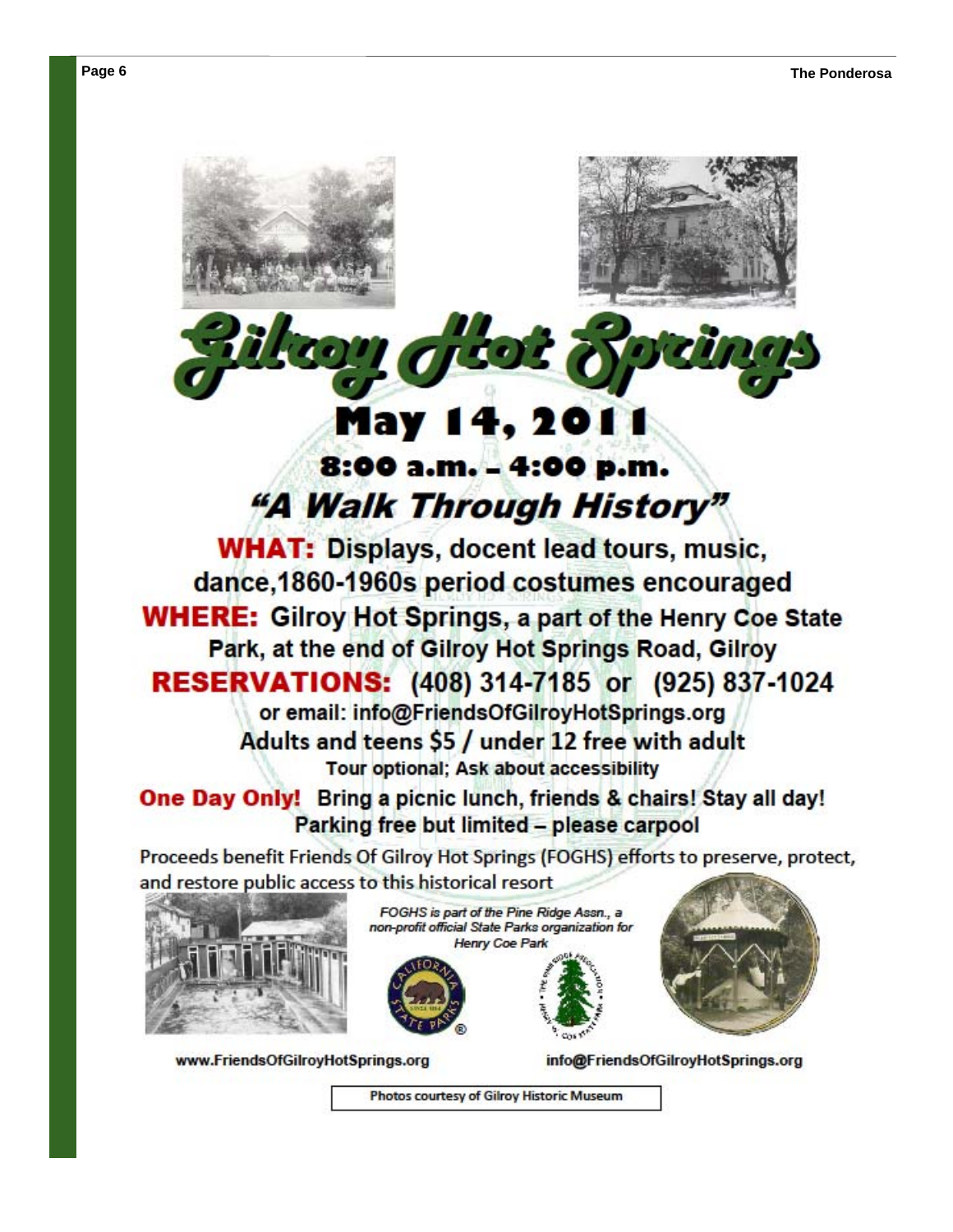# Gilroy Hot Springs

## May 14, 2011

### 8:00 a.m. – 4:00 p.m.

### *"A Walk Through History"*

**WHAT:** Displays, docent lead tours, music, dance,1860-1960s period costumes encouraged

**WHERE:** Gilroy Hot Springs, a part of the Henry Coe State Park, at the end of Gilroy Hot Springs Road, Gilroy

**RESERVATIONS:** (408) 314-7185 or (925) 837-1024

or email: info@FriendsOfGilroyHotSprings.org

Adults and teens $5 / under 12 free with adult

Tour optional; Ask about accessibility

**One Day Only!** Bring a picnic lunch, friends & chairs! Stay all day!

Parking free but limited – please carpool

Proceeds benefit Friends Of Gilroy Hot Springs (FOGHS) efforts to preserve, protect, and restore public access to this historical resort

*FOGHS is part of the Pine Ridge Assn., a non-profit official State Parks organization for Henry Coe Park*

www.FriendsOfGilroyHotSprings.org

info@FriendsOfGilroyHotSprings.org

Photos courtesy of Gilroy Historic Museum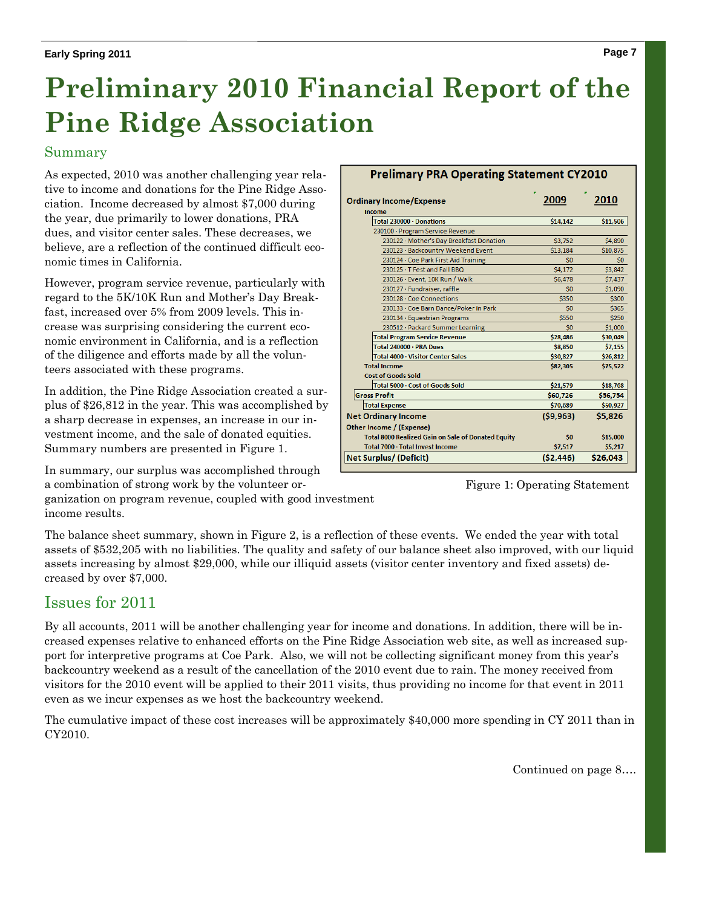# Preliminary 2010 Financial Report of the Pine Ridge Association

## Summary

As expected, 2010 was another challenging year relative to income and donations for the Pine Ridge Association. Income decreased by almost $7,000 during the year, due primarily to lower donations, PRA dues, and visitor center sales. These decreases, we believe, are a reflection of the continued difficult economic times in California.

However, program service revenue, particularly with regard to the 5K/10K Run and Mother's Day Breakfast, increased over 5% from 2009 levels. This increase was surprising considering the current economic environment in California, and is a reflection of the diligence and efforts made by all the volunteers associated with these programs.

In addition, the Pine Ridge Association created a surplus of $26,812 in the year. This was accomplished by a sharp decrease in expenses, an increase in our investment income, and the sale of donated equities. Summary numbers are presented in Figure 1.

In summary, our surplus was accomplished through a combination of strong work by the volunteer organization on program revenue, coupled with good investment income results.

**Prelimary PRA Operating Statement CY2010**

| Ordinary Income/Expense | 2009 | 2010 |
|---|---|---|
| Income | | |
| Total 230000 · Donations | $14,142 | $11,506 |
| 230100 · Program Service Revenue | | |
| 230122 · Mother's Day Breakfast Donation | $3,752 | $4,890 |
| 230123 · Backcountry Weekend Event | $13,184 | $10,875 |
| 230124 · Coe Park First Aid Training | $0 | $0 |
| 230125 · T Fest and Fall BBQ | $4,172 | $3,842 |
| 230126 · Event, 10K Run / Walk | $6,478 | $7,437 |
| 230127 · Fundraiser, raffle | $0 | $1,090 |
| 230128 · Coe Connections | $350 | $300 |
| 230133 · Coe Barn Dance/Poker in Park | $0 | $365 |
| 230134 · Equestrian Programs | $550 | $250 |
| 230512 · Packard Summer Learning | $0 | $1,000 |
| Total Program Service Revenue | $28,486 | $30,049 |
| Total 240000 · PRA Dues | $8,850 | $7,155 |
| Total 4000 · Visitor Center Sales | $30,827 | $26,812 |
| Total Income | $82,305 | $75,522 |
| Cost of Goods Sold | | |
| Total 5000 · Cost of Goods Sold | $21,579 | $18,768 |
| Gross Profit | $60,726 | $56,754 |
| Total Expense | $70,689 | $50,927 |
| **Net Ordinary Income** | **($9,963)** | **$5,826** |
| Other Income / (Expense) | | |
| Total 8000 Realized Gain on Sale of Donated Equity | $0 | $15,000 |
| Total 7000 · Total Invest Income | $7,517 | $5,217 |
| **Net Surplus/ (Deficit)** | **($2,446)** | **$26,043** |

Figure 1: Operating Statement

The balance sheet summary, shown in Figure 2, is a reflection of these events. We ended the year with total assets of $532,205 with no liabilities. The quality and safety of our balance sheet also improved, with our liquid assets increasing by almost $29,000, while our illiquid assets (visitor center inventory and fixed assets) decreased by over $7,000.

## Issues for 2011

By all accounts, 2011 will be another challenging year for income and donations. In addition, there will be increased expenses relative to enhanced efforts on the Pine Ridge Association web site, as well as increased support for interpretive programs at Coe Park. Also, we will not be collecting significant money from this year's backcountry weekend as a result of the cancellation of the 2010 event due to rain. The money received from visitors for the 2010 event will be applied to their 2011 visits, thus providing no income for that event in 2011 even as we incur expenses as we host the backcountry weekend.

The cumulative impact of these cost increases will be approximately $40,000 more spending in CY 2011 than in CY2010.

Continued on page 8….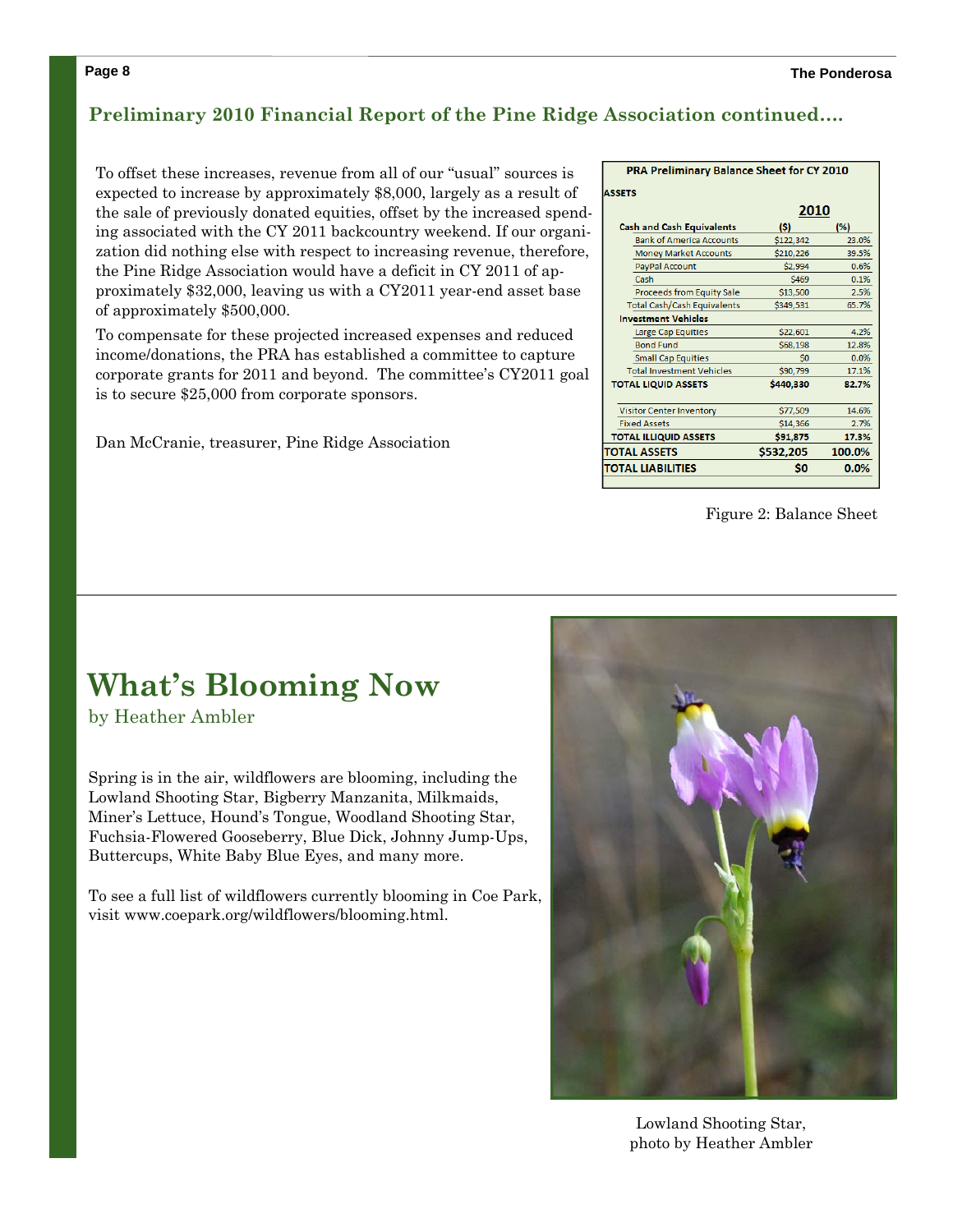## Preliminary 2010 Financial Report of the Pine Ridge Association continued....

To offset these increases, revenue from all of our "usual" sources is expected to increase by approximately $8,000, largely as a result of the sale of previously donated equities, offset by the increased spending associated with the CY 2011 backcountry weekend. If our organization did nothing else with respect to increasing revenue, therefore, the Pine Ridge Association would have a deficit in CY 2011 of approximately $32,000, leaving us with a CY2011 year-end asset base of approximately $500,000.

To compensate for these projected increased expenses and reduced income/donations, the PRA has established a committee to capture corporate grants for 2011 and beyond. The committee's CY2011 goal is to secure $25,000 from corporate sponsors.

Dan McCranie, treasurer, Pine Ridge Association

**PRA Preliminary Balance Sheet for CY 2010**

| ASSETS | 2010 ($) | 2010 (%) |
|---|---|---|
| **Cash and Cash Equivalents** | | |
| Bank of America Accounts | $122,342 | 23.0% |
| Money Market Accounts | $210,226 | 39.5% |
| PayPal Account | $2,994 | 0.6% |
| Cash | $469 | 0.1% |
| Proceeds from Equity Sale | $13,500 | 2.5% |
| Total Cash/Cash Equivalents | $349,531 | 65.7% |
| **Investment Vehicles** | | |
| Large Cap Equities | $22,601 | 4.2% |
| Bond Fund | $68,198 | 12.8% |
| Small Cap Equities | $0 | 0.0% |
| Total Investment Vehicles | $90,799 | 17.1% |
| **TOTAL LIQUID ASSETS** | **$440,330** | **82.7%** |
| Visitor Center Inventory | $77,509 | 14.6% |
| Fixed Assets | $14,366 | 2.7% |
| **TOTAL ILLIQUID ASSETS** | **$91,875** | **17.3%** |
| **TOTAL ASSETS** | **$532,205** | **100.0%** |
| **TOTAL LIABILITIES** | **$0** | **0.0%** |

Figure 2: Balance Sheet

# What's Blooming Now

by Heather Ambler

Spring is in the air, wildflowers are blooming, including the Lowland Shooting Star, Bigberry Manzanita, Milkmaids, Miner's Lettuce, Hound's Tongue, Woodland Shooting Star, Fuchsia-Flowered Gooseberry, Blue Dick, Johnny Jump-Ups, Buttercups, White Baby Blue Eyes, and many more.

To see a full list of wildflowers currently blooming in Coe Park, visit www.coepark.org/wildflowers/blooming.html.

Lowland Shooting Star, photo by Heather Ambler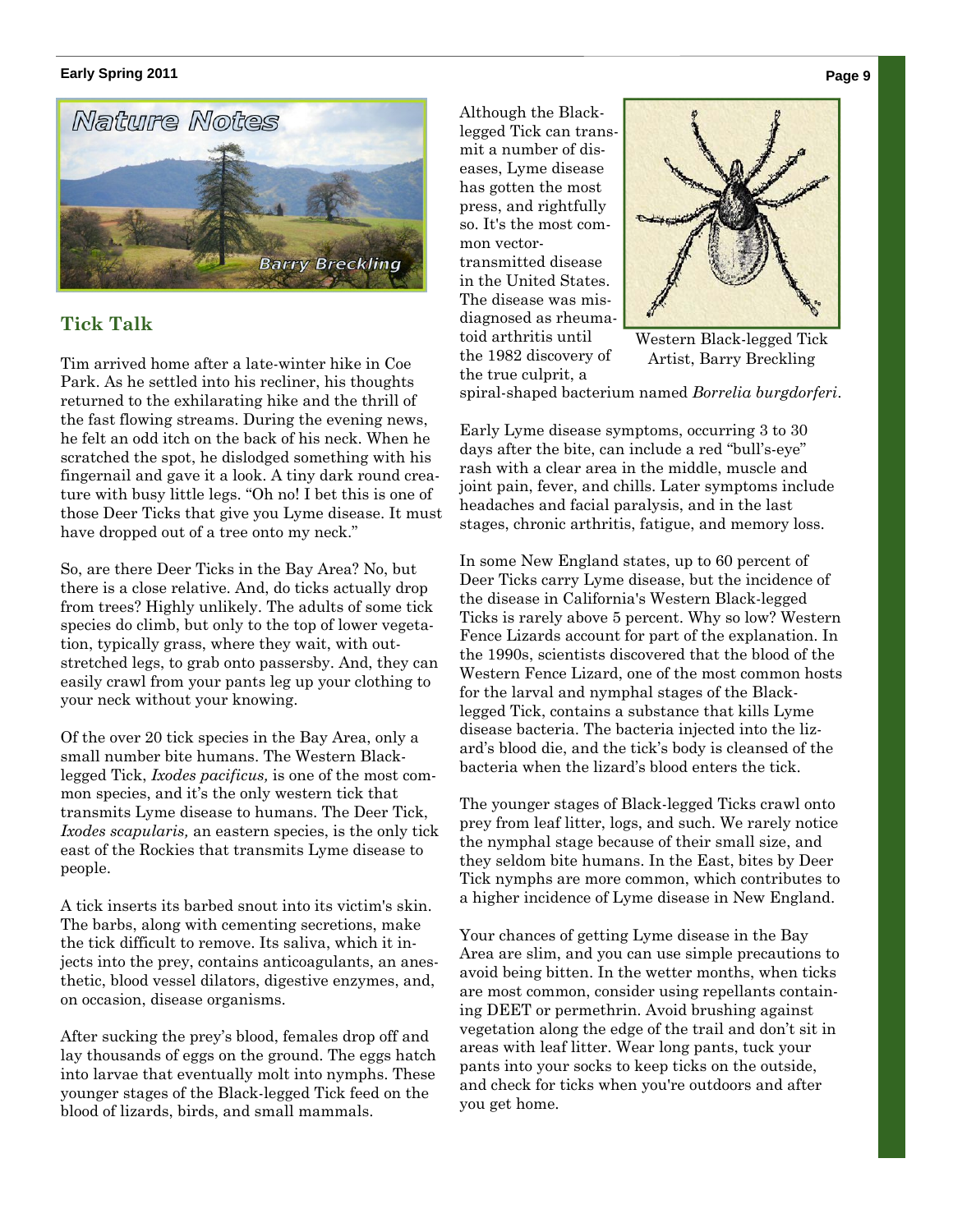## Nature Notes

Barry Breckling

### Tick Talk

Tim arrived home after a late-winter hike in Coe Park. As he settled into his recliner, his thoughts returned to the exhilarating hike and the thrill of the fast flowing streams. During the evening news, he felt an odd itch on the back of his neck. When he scratched the spot, he dislodged something with his fingernail and gave it a look. A tiny dark round creature with busy little legs. "Oh no! I bet this is one of those Deer Ticks that give you Lyme disease. It must have dropped out of a tree onto my neck."

So, are there Deer Ticks in the Bay Area? No, but there is a close relative. And, do ticks actually drop from trees? Highly unlikely. The adults of some tick species do climb, but only to the top of lower vegetation, typically grass, where they wait, with outstretched legs, to grab onto passersby. And, they can easily crawl from your pants leg up your clothing to your neck without your knowing.

Of the over 20 tick species in the Bay Area, only a small number bite humans. The Western Black-legged Tick, *Ixodes pacificus,* is one of the most common species, and it's the only western tick that transmits Lyme disease to humans. The Deer Tick, *Ixodes scapularis,* an eastern species, is the only tick east of the Rockies that transmits Lyme disease to people.

A tick inserts its barbed snout into its victim's skin. The barbs, along with cementing secretions, make the tick difficult to remove. Its saliva, which it injects into the prey, contains anticoagulants, an anesthetic, blood vessel dilators, digestive enzymes, and, on occasion, disease organisms.

After sucking the prey's blood, females drop off and lay thousands of eggs on the ground. The eggs hatch into larvae that eventually molt into nymphs. These younger stages of the Black-legged Tick feed on the blood of lizards, birds, and small mammals.

Although the Black-legged Tick can transmit a number of diseases, Lyme disease has gotten the most press, and rightfully so. It's the most common vector-transmitted disease in the United States. The disease was misdiagnosed as rheumatoid arthritis until the 1982 discovery of the true culprit, a spiral-shaped bacterium named *Borrelia burgdorferi*.

Western Black-legged Tick
Artist, Barry Breckling

Early Lyme disease symptoms, occurring 3 to 30 days after the bite, can include a red "bull's-eye" rash with a clear area in the middle, muscle and joint pain, fever, and chills. Later symptoms include headaches and facial paralysis, and in the last stages, chronic arthritis, fatigue, and memory loss.

In some New England states, up to 60 percent of Deer Ticks carry Lyme disease, but the incidence of the disease in California's Western Black-legged Ticks is rarely above 5 percent. Why so low? Western Fence Lizards account for part of the explanation. In the 1990s, scientists discovered that the blood of the Western Fence Lizard, one of the most common hosts for the larval and nymphal stages of the Black-legged Tick, contains a substance that kills Lyme disease bacteria. The bacteria injected into the lizard's blood die, and the tick's body is cleansed of the bacteria when the lizard's blood enters the tick.

The younger stages of Black-legged Ticks crawl onto prey from leaf litter, logs, and such. We rarely notice the nymphal stage because of their small size, and they seldom bite humans. In the East, bites by Deer Tick nymphs are more common, which contributes to a higher incidence of Lyme disease in New England.

Your chances of getting Lyme disease in the Bay Area are slim, and you can use simple precautions to avoid being bitten. In the wetter months, when ticks are most common, consider using repellants containing DEET or permethrin. Avoid brushing against vegetation along the edge of the trail and don't sit in areas with leaf litter. Wear long pants, tuck your pants into your socks to keep ticks on the outside, and check for ticks when you're outdoors and after you get home.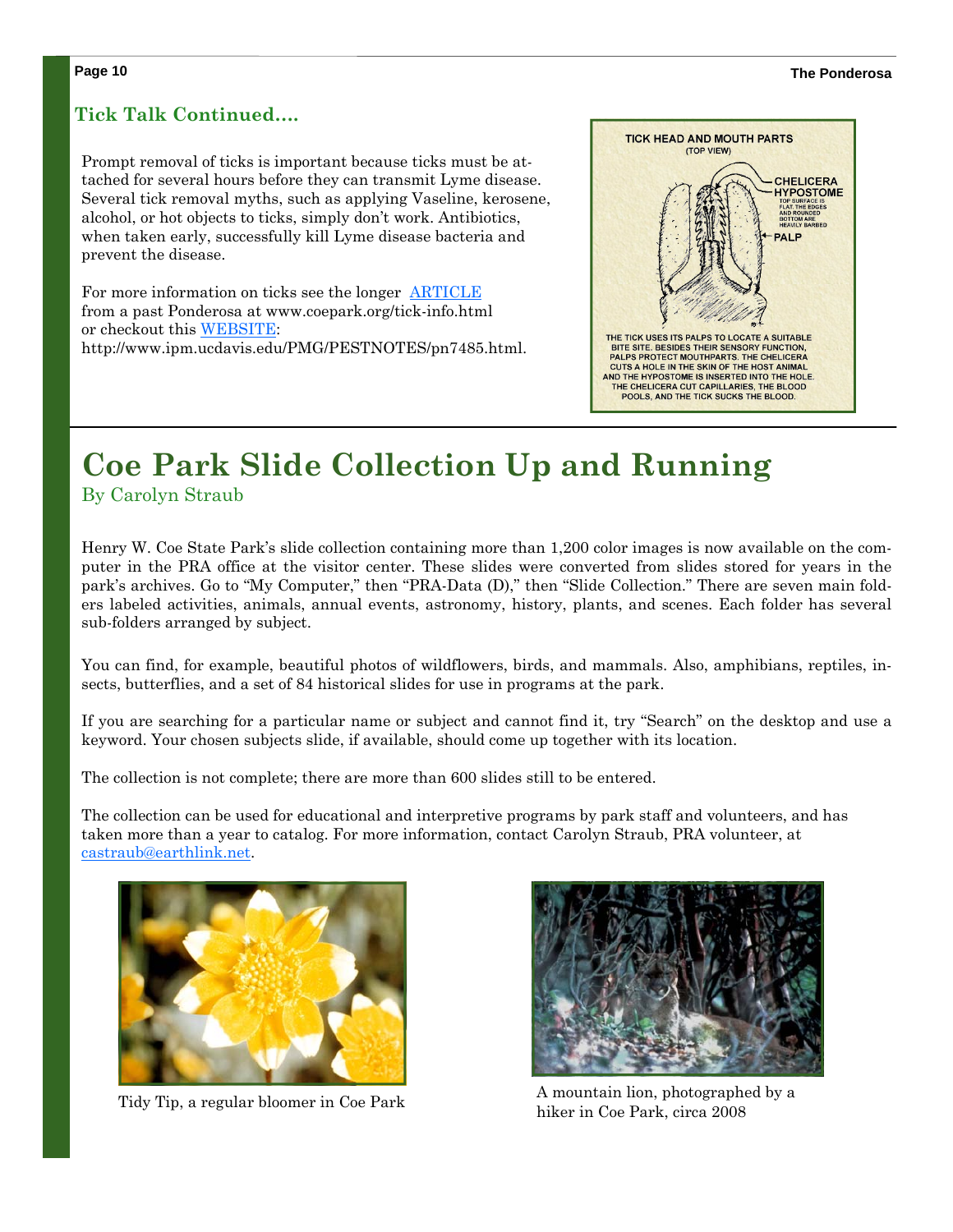## Tick Talk Continued….

Prompt removal of ticks is important because ticks must be attached for several hours before they can transmit Lyme disease. Several tick removal myths, such as applying Vaseline, kerosene, alcohol, or hot objects to ticks, simply don't work. Antibiotics, when taken early, successfully kill Lyme disease bacteria and prevent the disease.

For more information on ticks see the longer ARTICLE from a past Ponderosa at www.coepark.org/tick-info.html or checkout this WEBSITE: http://www.ipm.ucdavis.edu/PMG/PESTNOTES/pn7485.html.

TICK HEAD AND MOUTH PARTS (TOP VIEW)

CHELICERA

HYPOSTOME — TOP SURFACE IS FLAT. THE EDGES AND ROUNDED BOTTOM ARE HEAVILY BARBED

PALP

THE TICK USES ITS PALPS TO LOCATE A SUITABLE BITE SITE. BESIDES THEIR SENSORY FUNCTION, PALPS PROTECT MOUTHPARTS. THE CHELICERA CUTS A HOLE IN THE SKIN OF THE HOST ANIMAL AND THE HYPOSTOME IS INSERTED INTO THE HOLE. THE CHELICERA CUT CAPILLARIES, THE BLOOD POOLS, AND THE TICK SUCKS THE BLOOD.

# Coe Park Slide Collection Up and Running

By Carolyn Straub

Henry W. Coe State Park's slide collection containing more than 1,200 color images is now available on the computer in the PRA office at the visitor center. These slides were converted from slides stored for years in the park's archives. Go to "My Computer," then "PRA-Data (D)," then "Slide Collection." There are seven main folders labeled activities, animals, annual events, astronomy, history, plants, and scenes. Each folder has several sub-folders arranged by subject.

You can find, for example, beautiful photos of wildflowers, birds, and mammals. Also, amphibians, reptiles, insects, butterflies, and a set of 84 historical slides for use in programs at the park.

If you are searching for a particular name or subject and cannot find it, try "Search" on the desktop and use a keyword. Your chosen subjects slide, if available, should come up together with its location.

The collection is not complete; there are more than 600 slides still to be entered.

The collection can be used for educational and interpretive programs by park staff and volunteers, and has taken more than a year to catalog. For more information, contact Carolyn Straub, PRA volunteer, at castraub@earthlink.net.

Tidy Tip, a regular bloomer in Coe Park

A mountain lion, photographed by a hiker in Coe Park, circa 2008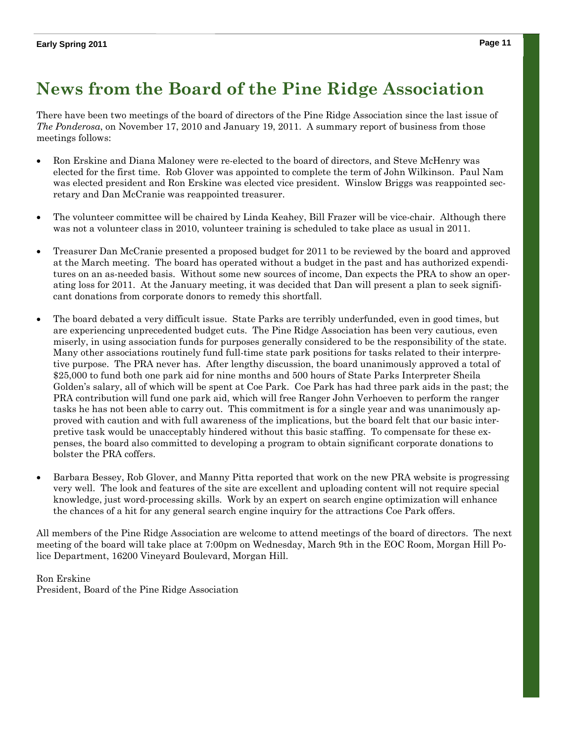# News from the Board of the Pine Ridge Association

There have been two meetings of the board of directors of the Pine Ridge Association since the last issue of *The Ponderosa*, on November 17, 2010 and January 19, 2011. A summary report of business from those meetings follows:

- Ron Erskine and Diana Maloney were re-elected to the board of directors, and Steve McHenry was elected for the first time. Rob Glover was appointed to complete the term of John Wilkinson. Paul Nam was elected president and Ron Erskine was elected vice president. Winslow Briggs was reappointed secretary and Dan McCranie was reappointed treasurer.

- The volunteer committee will be chaired by Linda Keahey, Bill Frazer will be vice-chair. Although there was not a volunteer class in 2010, volunteer training is scheduled to take place as usual in 2011.

- Treasurer Dan McCranie presented a proposed budget for 2011 to be reviewed by the board and approved at the March meeting. The board has operated without a budget in the past and has authorized expenditures on an as-needed basis. Without some new sources of income, Dan expects the PRA to show an operating loss for 2011. At the January meeting, it was decided that Dan will present a plan to seek significant donations from corporate donors to remedy this shortfall.

- The board debated a very difficult issue. State Parks are terribly underfunded, even in good times, but are experiencing unprecedented budget cuts. The Pine Ridge Association has been very cautious, even miserly, in using association funds for purposes generally considered to be the responsibility of the state. Many other associations routinely fund full-time state park positions for tasks related to their interpretive purpose. The PRA never has. After lengthy discussion, the board unanimously approved a total of $25,000 to fund both one park aid for nine months and 500 hours of State Parks Interpreter Sheila Golden's salary, all of which will be spent at Coe Park. Coe Park has had three park aids in the past; the PRA contribution will fund one park aid, which will free Ranger John Verhoeven to perform the ranger tasks he has not been able to carry out. This commitment is for a single year and was unanimously approved with caution and with full awareness of the implications, but the board felt that our basic interpretive task would be unacceptably hindered without this basic staffing. To compensate for these expenses, the board also committed to developing a program to obtain significant corporate donations to bolster the PRA coffers.

- Barbara Bessey, Rob Glover, and Manny Pitta reported that work on the new PRA website is progressing very well. The look and features of the site are excellent and uploading content will not require special knowledge, just word-processing skills. Work by an expert on search engine optimization will enhance the chances of a hit for any general search engine inquiry for the attractions Coe Park offers.

All members of the Pine Ridge Association are welcome to attend meetings of the board of directors. The next meeting of the board will take place at 7:00pm on Wednesday, March 9th in the EOC Room, Morgan Hill Police Department, 16200 Vineyard Boulevard, Morgan Hill.

Ron Erskine
President, Board of the Pine Ridge Association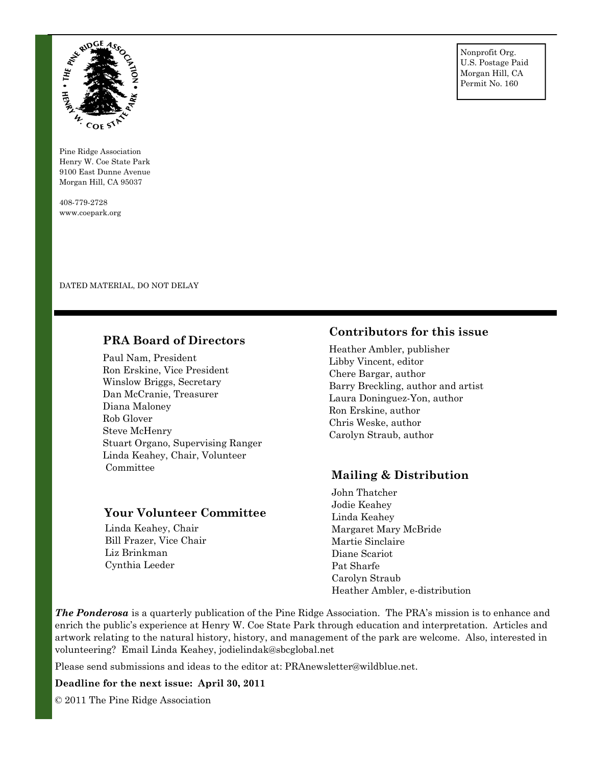Nonprofit Org.
U.S. Postage Paid
Morgan Hill, CA
Permit No. 160

Pine Ridge Association
Henry W. Coe State Park
9100 East Dunne Avenue
Morgan Hill, CA 95037

408-779-2728
www.coepark.org

DATED MATERIAL, DO NOT DELAY

### PRA Board of Directors

Paul Nam, President
Ron Erskine, Vice President
Winslow Briggs, Secretary
Dan McCranie, Treasurer
Diana Maloney
Rob Glover
Steve McHenry
Stuart Organo, Supervising Ranger
Linda Keahey, Chair, Volunteer Committee

### Your Volunteer Committee

Linda Keahey, Chair
Bill Frazer, Vice Chair
Liz Brinkman
Cynthia Leeder

### Contributors for this issue

Heather Ambler, publisher
Libby Vincent, editor
Chere Bargar, author
Barry Breckling, author and artist
Laura Doninguez-Yon, author
Ron Erskine, author
Chris Weske, author
Carolyn Straub, author

### Mailing & Distribution

John Thatcher
Jodie Keahey
Linda Keahey
Margaret Mary McBride
Martie Sinclaire
Diane Scariot
Pat Sharfe
Carolyn Straub
Heather Ambler, e-distribution

***The Ponderosa*** is a quarterly publication of the Pine Ridge Association. The PRA's mission is to enhance and enrich the public's experience at Henry W. Coe State Park through education and interpretation. Articles and artwork relating to the natural history, history, and management of the park are welcome. Also, interested in volunteering? Email Linda Keahey, jodielindak@sbcglobal.net

Please send submissions and ideas to the editor at: PRAnewsletter@wildblue.net.

**Deadline for the next issue: April 30, 2011**

© 2011 The Pine Ridge Association